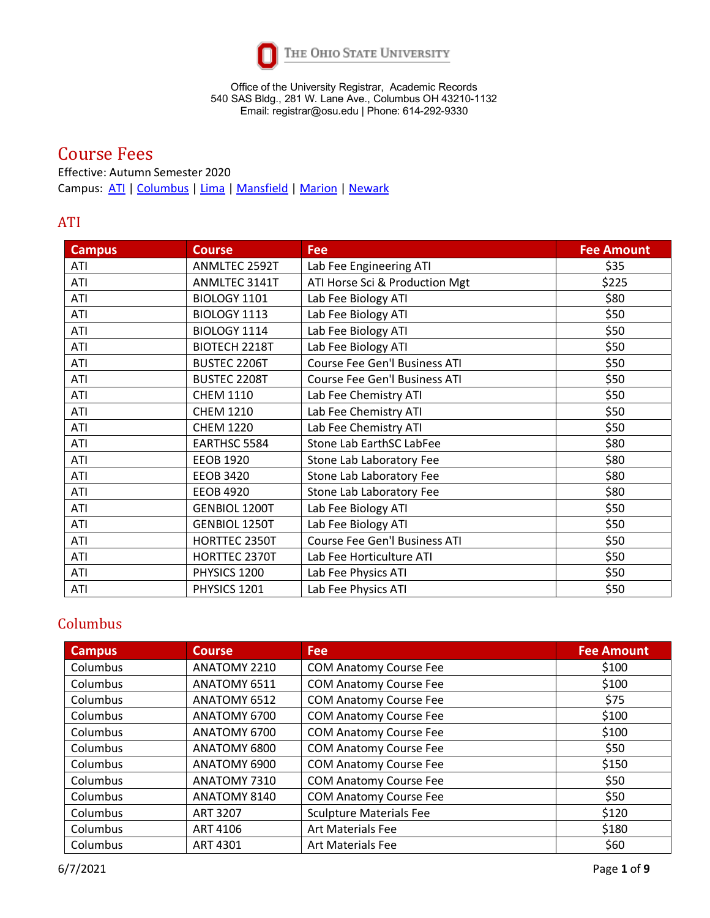The Ohio State University

Office of the University Registrar, Academic Records
540 SAS Bldg., 281 W. Lane Ave., Columbus OH 43210-1132
Email: registrar@osu.edu | Phone: 614-292-9330

# Course Fees

Effective: Autumn Semester 2020
Campus: ATI | Columbus | Lima | Mansfield | Marion | Newark

## ATI

| Campus | Course | Fee | Fee Amount |
|---|---|---|---|
| ATI | ANMLTEC 2592T | Lab Fee Engineering ATI | $35 |
| ATI | ANMLTEC 3141T | ATI Horse Sci & Production Mgt | $225 |
| ATI | BIOLOGY 1101 | Lab Fee Biology ATI | $80 |
| ATI | BIOLOGY 1113 | Lab Fee Biology ATI | $50 |
| ATI | BIOLOGY 1114 | Lab Fee Biology ATI | $50 |
| ATI | BIOTECH 2218T | Lab Fee Biology ATI | $50 |
| ATI | BUSTEC 2206T | Course Fee Gen'l Business ATI | $50 |
| ATI | BUSTEC 2208T | Course Fee Gen'l Business ATI | $50 |
| ATI | CHEM 1110 | Lab Fee Chemistry ATI | $50 |
| ATI | CHEM 1210 | Lab Fee Chemistry ATI | $50 |
| ATI | CHEM 1220 | Lab Fee Chemistry ATI | $50 |
| ATI | EARTHSC 5584 | Stone Lab EarthSC LabFee | $80 |
| ATI | EEOB 1920 | Stone Lab Laboratory Fee | $80 |
| ATI | EEOB 3420 | Stone Lab Laboratory Fee | $80 |
| ATI | EEOB 4920 | Stone Lab Laboratory Fee | $80 |
| ATI | GENBIOL 1200T | Lab Fee Biology ATI | $50 |
| ATI | GENBIOL 1250T | Lab Fee Biology ATI | $50 |
| ATI | HORTTEC 2350T | Course Fee Gen'l Business ATI | $50 |
| ATI | HORTTEC 2370T | Lab Fee Horticulture ATI | $50 |
| ATI | PHYSICS 1200 | Lab Fee Physics ATI | $50 |
| ATI | PHYSICS 1201 | Lab Fee Physics ATI | $50 |

## Columbus

| Campus | Course | Fee | Fee Amount |
|---|---|---|---|
| Columbus | ANATOMY 2210 | COM Anatomy Course Fee | $100 |
| Columbus | ANATOMY 6511 | COM Anatomy Course Fee | $100 |
| Columbus | ANATOMY 6512 | COM Anatomy Course Fee | $75 |
| Columbus | ANATOMY 6700 | COM Anatomy Course Fee | $100 |
| Columbus | ANATOMY 6700 | COM Anatomy Course Fee | $100 |
| Columbus | ANATOMY 6800 | COM Anatomy Course Fee | $50 |
| Columbus | ANATOMY 6900 | COM Anatomy Course Fee | $150 |
| Columbus | ANATOMY 7310 | COM Anatomy Course Fee | $50 |
| Columbus | ANATOMY 8140 | COM Anatomy Course Fee | $50 |
| Columbus | ART 3207 | Sculpture Materials Fee | $120 |
| Columbus | ART 4106 | Art Materials Fee | $180 |
| Columbus | ART 4301 | Art Materials Fee | $60 |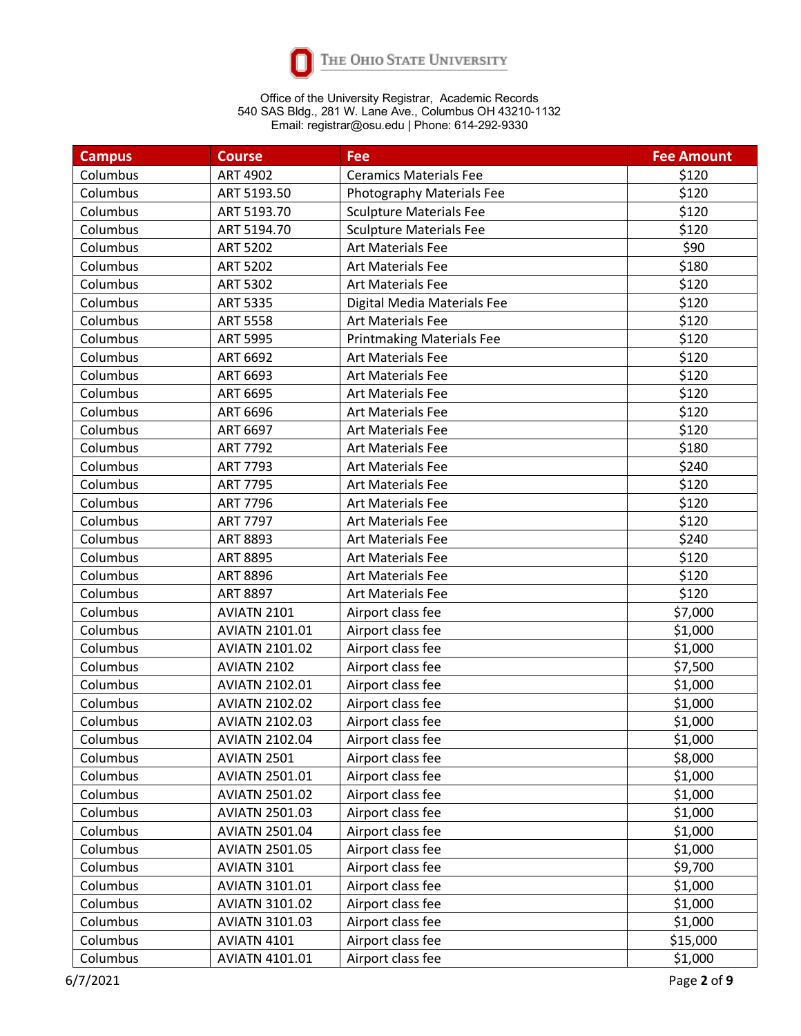The Ohio State University

Office of the University Registrar, Academic Records
540 SAS Bldg., 281 W. Lane Ave., Columbus OH 43210-1132
Email: registrar@osu.edu | Phone: 614-292-9330

| Campus | Course | Fee | Fee Amount |
|---|---|---|---|
| Columbus | ART 4902 | Ceramics Materials Fee | $120 |
| Columbus | ART 5193.50 | Photography Materials Fee | $120 |
| Columbus | ART 5193.70 | Sculpture Materials Fee | $120 |
| Columbus | ART 5194.70 | Sculpture Materials Fee | $120 |
| Columbus | ART 5202 | Art Materials Fee | $90 |
| Columbus | ART 5202 | Art Materials Fee | $180 |
| Columbus | ART 5302 | Art Materials Fee | $120 |
| Columbus | ART 5335 | Digital Media Materials Fee | $120 |
| Columbus | ART 5558 | Art Materials Fee | $120 |
| Columbus | ART 5995 | Printmaking Materials Fee | $120 |
| Columbus | ART 6692 | Art Materials Fee | $120 |
| Columbus | ART 6693 | Art Materials Fee | $120 |
| Columbus | ART 6695 | Art Materials Fee | $120 |
| Columbus | ART 6696 | Art Materials Fee | $120 |
| Columbus | ART 6697 | Art Materials Fee | $120 |
| Columbus | ART 7792 | Art Materials Fee | $180 |
| Columbus | ART 7793 | Art Materials Fee | $240 |
| Columbus | ART 7795 | Art Materials Fee | $120 |
| Columbus | ART 7796 | Art Materials Fee | $120 |
| Columbus | ART 7797 | Art Materials Fee | $120 |
| Columbus | ART 8893 | Art Materials Fee | $240 |
| Columbus | ART 8895 | Art Materials Fee | $120 |
| Columbus | ART 8896 | Art Materials Fee | $120 |
| Columbus | ART 8897 | Art Materials Fee | $120 |
| Columbus | AVIATN 2101 | Airport class fee | $7,000 |
| Columbus | AVIATN 2101.01 | Airport class fee | $1,000 |
| Columbus | AVIATN 2101.02 | Airport class fee | $1,000 |
| Columbus | AVIATN 2102 | Airport class fee | $7,500 |
| Columbus | AVIATN 2102.01 | Airport class fee | $1,000 |
| Columbus | AVIATN 2102.02 | Airport class fee | $1,000 |
| Columbus | AVIATN 2102.03 | Airport class fee | $1,000 |
| Columbus | AVIATN 2102.04 | Airport class fee | $1,000 |
| Columbus | AVIATN 2501 | Airport class fee | $8,000 |
| Columbus | AVIATN 2501.01 | Airport class fee | $1,000 |
| Columbus | AVIATN 2501.02 | Airport class fee | $1,000 |
| Columbus | AVIATN 2501.03 | Airport class fee | $1,000 |
| Columbus | AVIATN 2501.04 | Airport class fee | $1,000 |
| Columbus | AVIATN 2501.05 | Airport class fee | $1,000 |
| Columbus | AVIATN 3101 | Airport class fee | $9,700 |
| Columbus | AVIATN 3101.01 | Airport class fee | $1,000 |
| Columbus | AVIATN 3101.02 | Airport class fee | $1,000 |
| Columbus | AVIATN 3101.03 | Airport class fee | $1,000 |
| Columbus | AVIATN 4101 | Airport class fee | $15,000 |
| Columbus | AVIATN 4101.01 | Airport class fee | $1,000 |

6/7/2021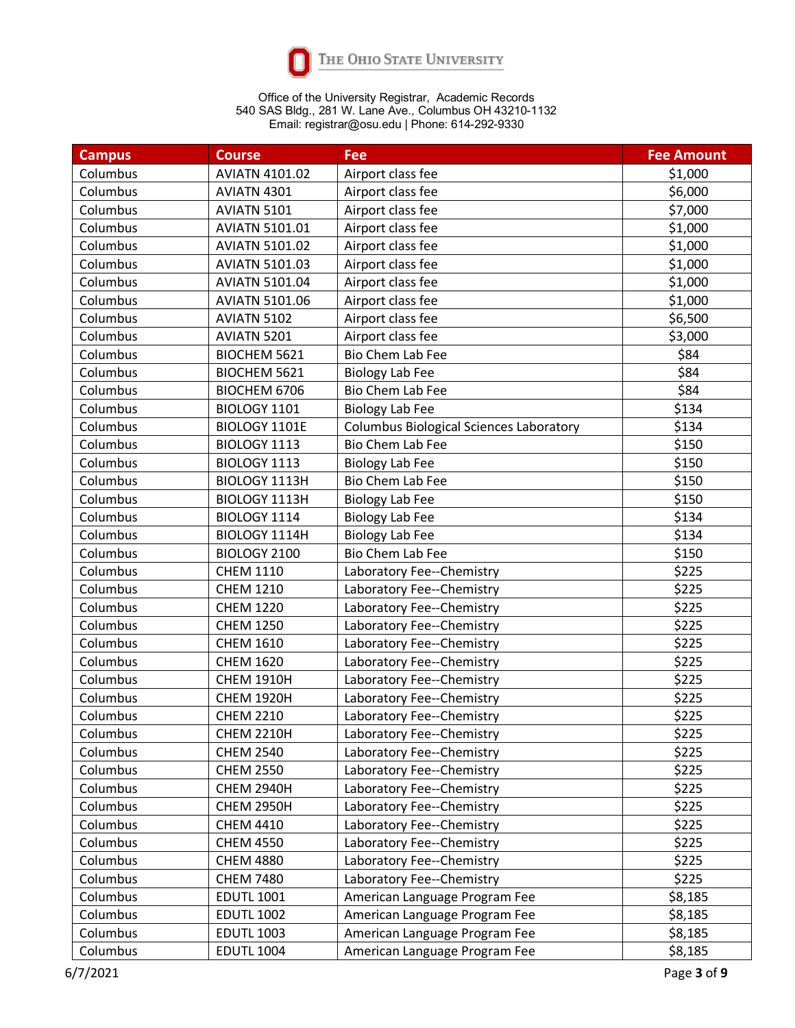The Ohio State University

Office of the University Registrar, Academic Records
540 SAS Bldg., 281 W. Lane Ave., Columbus OH 43210-1132
Email: registrar@osu.edu | Phone: 614-292-9330

| Campus | Course | Fee | Fee Amount |
|---|---|---|---|
| Columbus | AVIATN 4101.02 | Airport class fee | $1,000 |
| Columbus | AVIATN 4301 | Airport class fee | $6,000 |
| Columbus | AVIATN 5101 | Airport class fee | $7,000 |
| Columbus | AVIATN 5101.01 | Airport class fee | $1,000 |
| Columbus | AVIATN 5101.02 | Airport class fee | $1,000 |
| Columbus | AVIATN 5101.03 | Airport class fee | $1,000 |
| Columbus | AVIATN 5101.04 | Airport class fee | $1,000 |
| Columbus | AVIATN 5101.06 | Airport class fee | $1,000 |
| Columbus | AVIATN 5102 | Airport class fee | $6,500 |
| Columbus | AVIATN 5201 | Airport class fee | $3,000 |
| Columbus | BIOCHEM 5621 | Bio Chem Lab Fee | $84 |
| Columbus | BIOCHEM 5621 | Biology Lab Fee | $84 |
| Columbus | BIOCHEM 6706 | Bio Chem Lab Fee | $84 |
| Columbus | BIOLOGY 1101 | Biology Lab Fee | $134 |
| Columbus | BIOLOGY 1101E | Columbus Biological Sciences Laboratory | $134 |
| Columbus | BIOLOGY 1113 | Bio Chem Lab Fee | $150 |
| Columbus | BIOLOGY 1113 | Biology Lab Fee | $150 |
| Columbus | BIOLOGY 1113H | Bio Chem Lab Fee | $150 |
| Columbus | BIOLOGY 1113H | Biology Lab Fee | $150 |
| Columbus | BIOLOGY 1114 | Biology Lab Fee | $134 |
| Columbus | BIOLOGY 1114H | Biology Lab Fee | $134 |
| Columbus | BIOLOGY 2100 | Bio Chem Lab Fee | $150 |
| Columbus | CHEM 1110 | Laboratory Fee--Chemistry | $225 |
| Columbus | CHEM 1210 | Laboratory Fee--Chemistry | $225 |
| Columbus | CHEM 1220 | Laboratory Fee--Chemistry | $225 |
| Columbus | CHEM 1250 | Laboratory Fee--Chemistry | $225 |
| Columbus | CHEM 1610 | Laboratory Fee--Chemistry | $225 |
| Columbus | CHEM 1620 | Laboratory Fee--Chemistry | $225 |
| Columbus | CHEM 1910H | Laboratory Fee--Chemistry | $225 |
| Columbus | CHEM 1920H | Laboratory Fee--Chemistry | $225 |
| Columbus | CHEM 2210 | Laboratory Fee--Chemistry | $225 |
| Columbus | CHEM 2210H | Laboratory Fee--Chemistry | $225 |
| Columbus | CHEM 2540 | Laboratory Fee--Chemistry | $225 |
| Columbus | CHEM 2550 | Laboratory Fee--Chemistry | $225 |
| Columbus | CHEM 2940H | Laboratory Fee--Chemistry | $225 |
| Columbus | CHEM 2950H | Laboratory Fee--Chemistry | $225 |
| Columbus | CHEM 4410 | Laboratory Fee--Chemistry | $225 |
| Columbus | CHEM 4550 | Laboratory Fee--Chemistry | $225 |
| Columbus | CHEM 4880 | Laboratory Fee--Chemistry | $225 |
| Columbus | CHEM 7480 | Laboratory Fee--Chemistry | $225 |
| Columbus | EDUTL 1001 | American Language Program Fee | $8,185 |
| Columbus | EDUTL 1002 | American Language Program Fee | $8,185 |
| Columbus | EDUTL 1003 | American Language Program Fee | $8,185 |
| Columbus | EDUTL 1004 | American Language Program Fee | $8,185 |

6/7/2021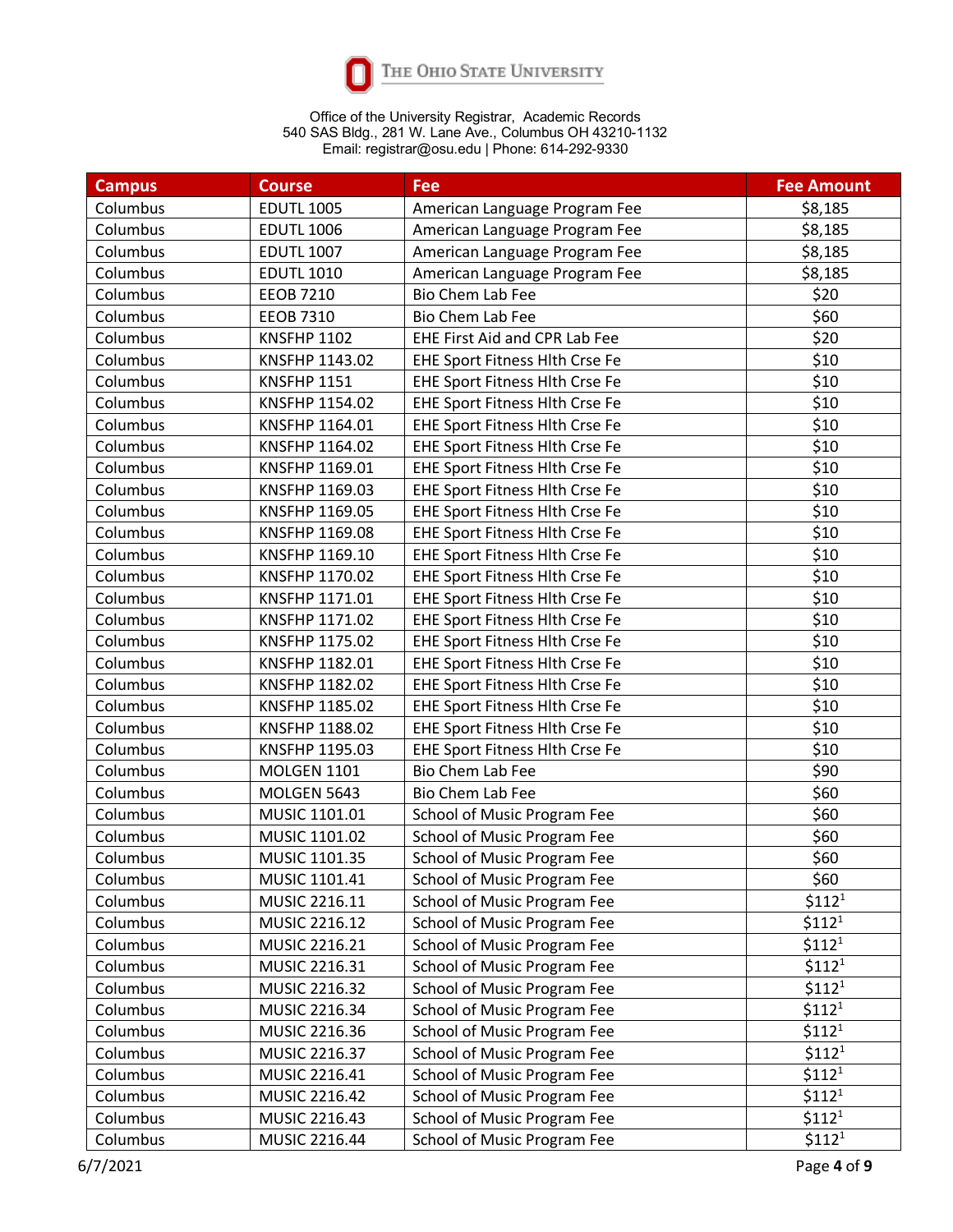The Ohio State University

Office of the University Registrar, Academic Records
540 SAS Bldg., 281 W. Lane Ave., Columbus OH 43210-1132
Email: registrar@osu.edu | Phone: 614-292-9330

| Campus | Course | Fee | Fee Amount |
|---|---|---|---|
| Columbus | EDUTL 1005 | American Language Program Fee | $8,185 |
| Columbus | EDUTL 1006 | American Language Program Fee | $8,185 |
| Columbus | EDUTL 1007 | American Language Program Fee | $8,185 |
| Columbus | EDUTL 1010 | American Language Program Fee | $8,185 |
| Columbus | EEOB 7210 | Bio Chem Lab Fee | $20 |
| Columbus | EEOB 7310 | Bio Chem Lab Fee | $60 |
| Columbus | KNSFHP 1102 | EHE First Aid and CPR Lab Fee | $20 |
| Columbus | KNSFHP 1143.02 | EHE Sport Fitness Hlth Crse Fe | $10 |
| Columbus | KNSFHP 1151 | EHE Sport Fitness Hlth Crse Fe | $10 |
| Columbus | KNSFHP 1154.02 | EHE Sport Fitness Hlth Crse Fe | $10 |
| Columbus | KNSFHP 1164.01 | EHE Sport Fitness Hlth Crse Fe | $10 |
| Columbus | KNSFHP 1164.02 | EHE Sport Fitness Hlth Crse Fe | $10 |
| Columbus | KNSFHP 1169.01 | EHE Sport Fitness Hlth Crse Fe | $10 |
| Columbus | KNSFHP 1169.03 | EHE Sport Fitness Hlth Crse Fe | $10 |
| Columbus | KNSFHP 1169.05 | EHE Sport Fitness Hlth Crse Fe | $10 |
| Columbus | KNSFHP 1169.08 | EHE Sport Fitness Hlth Crse Fe | $10 |
| Columbus | KNSFHP 1169.10 | EHE Sport Fitness Hlth Crse Fe | $10 |
| Columbus | KNSFHP 1170.02 | EHE Sport Fitness Hlth Crse Fe | $10 |
| Columbus | KNSFHP 1171.01 | EHE Sport Fitness Hlth Crse Fe | $10 |
| Columbus | KNSFHP 1171.02 | EHE Sport Fitness Hlth Crse Fe | $10 |
| Columbus | KNSFHP 1175.02 | EHE Sport Fitness Hlth Crse Fe | $10 |
| Columbus | KNSFHP 1182.01 | EHE Sport Fitness Hlth Crse Fe | $10 |
| Columbus | KNSFHP 1182.02 | EHE Sport Fitness Hlth Crse Fe | $10 |
| Columbus | KNSFHP 1185.02 | EHE Sport Fitness Hlth Crse Fe | $10 |
| Columbus | KNSFHP 1188.02 | EHE Sport Fitness Hlth Crse Fe | $10 |
| Columbus | KNSFHP 1195.03 | EHE Sport Fitness Hlth Crse Fe | $10 |
| Columbus | MOLGEN 1101 | Bio Chem Lab Fee | $90 |
| Columbus | MOLGEN 5643 | Bio Chem Lab Fee | $60 |
| Columbus | MUSIC 1101.01 | School of Music Program Fee | $60 |
| Columbus | MUSIC 1101.02 | School of Music Program Fee | $60 |
| Columbus | MUSIC 1101.35 | School of Music Program Fee | $60 |
| Columbus | MUSIC 1101.41 | School of Music Program Fee | $60 |
| Columbus | MUSIC 2216.11 | School of Music Program Fee | $112[1] |
| Columbus | MUSIC 2216.12 | School of Music Program Fee | $112[1] |
| Columbus | MUSIC 2216.21 | School of Music Program Fee | $112[1] |
| Columbus | MUSIC 2216.31 | School of Music Program Fee | $112[1] |
| Columbus | MUSIC 2216.32 | School of Music Program Fee | $112[1] |
| Columbus | MUSIC 2216.34 | School of Music Program Fee | $112[1] |
| Columbus | MUSIC 2216.36 | School of Music Program Fee | $112[1] |
| Columbus | MUSIC 2216.37 | School of Music Program Fee | $112[1] |
| Columbus | MUSIC 2216.41 | School of Music Program Fee | $112[1] |
| Columbus | MUSIC 2216.42 | School of Music Program Fee | $112[1] |
| Columbus | MUSIC 2216.43 | School of Music Program Fee | $112[1] |
| Columbus | MUSIC 2216.44 | School of Music Program Fee | $112[1] |

6/7/2021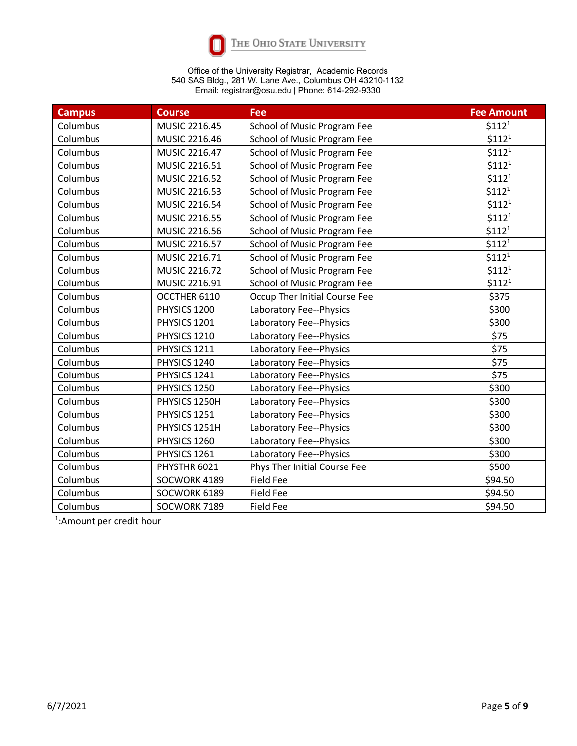The Ohio State University

Office of the University Registrar, Academic Records
540 SAS Bldg., 281 W. Lane Ave., Columbus OH 43210-1132
Email: registrar@osu.edu | Phone: 614-292-9330

| Campus | Course | Fee | Fee Amount |
|---|---|---|---|
| Columbus | MUSIC 2216.45 | School of Music Program Fee | $112[1] |
| Columbus | MUSIC 2216.46 | School of Music Program Fee | $112[1] |
| Columbus | MUSIC 2216.47 | School of Music Program Fee | $112[1] |
| Columbus | MUSIC 2216.51 | School of Music Program Fee | $112[1] |
| Columbus | MUSIC 2216.52 | School of Music Program Fee | $112[1] |
| Columbus | MUSIC 2216.53 | School of Music Program Fee | $112[1] |
| Columbus | MUSIC 2216.54 | School of Music Program Fee | $112[1] |
| Columbus | MUSIC 2216.55 | School of Music Program Fee | $112[1] |
| Columbus | MUSIC 2216.56 | School of Music Program Fee | $112[1] |
| Columbus | MUSIC 2216.57 | School of Music Program Fee | $112[1] |
| Columbus | MUSIC 2216.71 | School of Music Program Fee | $112[1] |
| Columbus | MUSIC 2216.72 | School of Music Program Fee | $112[1] |
| Columbus | MUSIC 2216.91 | School of Music Program Fee | $112[1] |
| Columbus | OCCTHER 6110 | Occup Ther Initial Course Fee | $375 |
| Columbus | PHYSICS 1200 | Laboratory Fee--Physics | $300 |
| Columbus | PHYSICS 1201 | Laboratory Fee--Physics | $300 |
| Columbus | PHYSICS 1210 | Laboratory Fee--Physics | $75 |
| Columbus | PHYSICS 1211 | Laboratory Fee--Physics | $75 |
| Columbus | PHYSICS 1240 | Laboratory Fee--Physics | $75 |
| Columbus | PHYSICS 1241 | Laboratory Fee--Physics | $75 |
| Columbus | PHYSICS 1250 | Laboratory Fee--Physics | $300 |
| Columbus | PHYSICS 1250H | Laboratory Fee--Physics | $300 |
| Columbus | PHYSICS 1251 | Laboratory Fee--Physics | $300 |
| Columbus | PHYSICS 1251H | Laboratory Fee--Physics | $300 |
| Columbus | PHYSICS 1260 | Laboratory Fee--Physics | $300 |
| Columbus | PHYSICS 1261 | Laboratory Fee--Physics | $300 |
| Columbus | PHYSTHR 6021 | Phys Ther Initial Course Fee | $500 |
| Columbus | SOCWORK 4189 | Field Fee | $94.50 |
| Columbus | SOCWORK 6189 | Field Fee | $94.50 |
| Columbus | SOCWORK 7189 | Field Fee | $94.50 |

[1]:Amount per credit hour

6/7/2021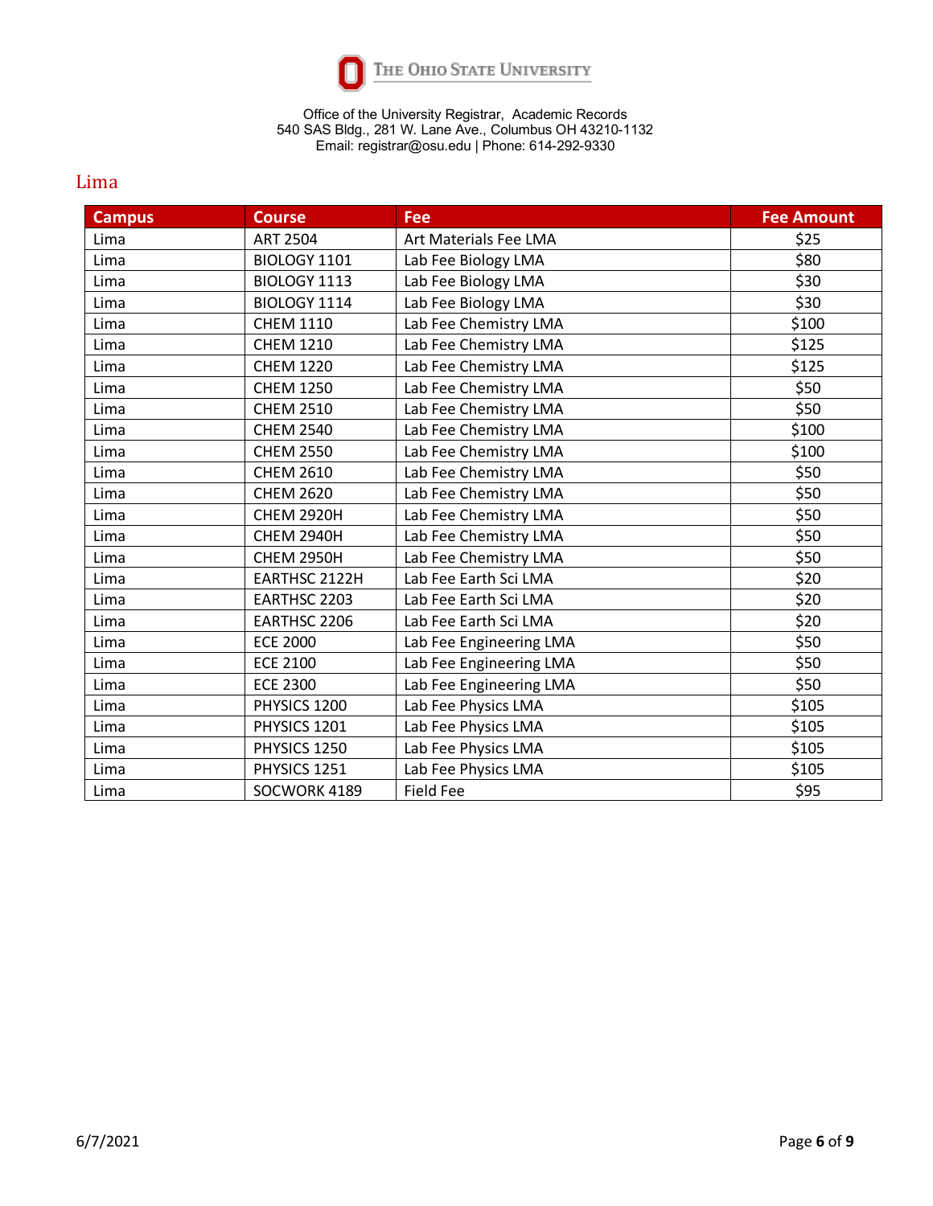The Ohio State University

Office of the University Registrar, Academic Records
540 SAS Bldg., 281 W. Lane Ave., Columbus OH 43210-1132
Email: registrar@osu.edu | Phone: 614-292-9330

## Lima

| Campus | Course | Fee | Fee Amount |
|---|---|---|---|
| Lima | ART 2504 | Art Materials Fee LMA | $25 |
| Lima | BIOLOGY 1101 | Lab Fee Biology LMA | $80 |
| Lima | BIOLOGY 1113 | Lab Fee Biology LMA | $30 |
| Lima | BIOLOGY 1114 | Lab Fee Biology LMA | $30 |
| Lima | CHEM 1110 | Lab Fee Chemistry LMA | $100 |
| Lima | CHEM 1210 | Lab Fee Chemistry LMA | $125 |
| Lima | CHEM 1220 | Lab Fee Chemistry LMA | $125 |
| Lima | CHEM 1250 | Lab Fee Chemistry LMA | $50 |
| Lima | CHEM 2510 | Lab Fee Chemistry LMA | $50 |
| Lima | CHEM 2540 | Lab Fee Chemistry LMA | $100 |
| Lima | CHEM 2550 | Lab Fee Chemistry LMA | $100 |
| Lima | CHEM 2610 | Lab Fee Chemistry LMA | $50 |
| Lima | CHEM 2620 | Lab Fee Chemistry LMA | $50 |
| Lima | CHEM 2920H | Lab Fee Chemistry LMA | $50 |
| Lima | CHEM 2940H | Lab Fee Chemistry LMA | $50 |
| Lima | CHEM 2950H | Lab Fee Chemistry LMA | $50 |
| Lima | EARTHSC 2122H | Lab Fee Earth Sci LMA | $20 |
| Lima | EARTHSC 2203 | Lab Fee Earth Sci LMA | $20 |
| Lima | EARTHSC 2206 | Lab Fee Earth Sci LMA | $20 |
| Lima | ECE 2000 | Lab Fee Engineering LMA | $50 |
| Lima | ECE 2100 | Lab Fee Engineering LMA | $50 |
| Lima | ECE 2300 | Lab Fee Engineering LMA | $50 |
| Lima | PHYSICS 1200 | Lab Fee Physics LMA | $105 |
| Lima | PHYSICS 1201 | Lab Fee Physics LMA | $105 |
| Lima | PHYSICS 1250 | Lab Fee Physics LMA | $105 |
| Lima | PHYSICS 1251 | Lab Fee Physics LMA | $105 |
| Lima | SOCWORK 4189 | Field Fee | $95 |

6/7/2021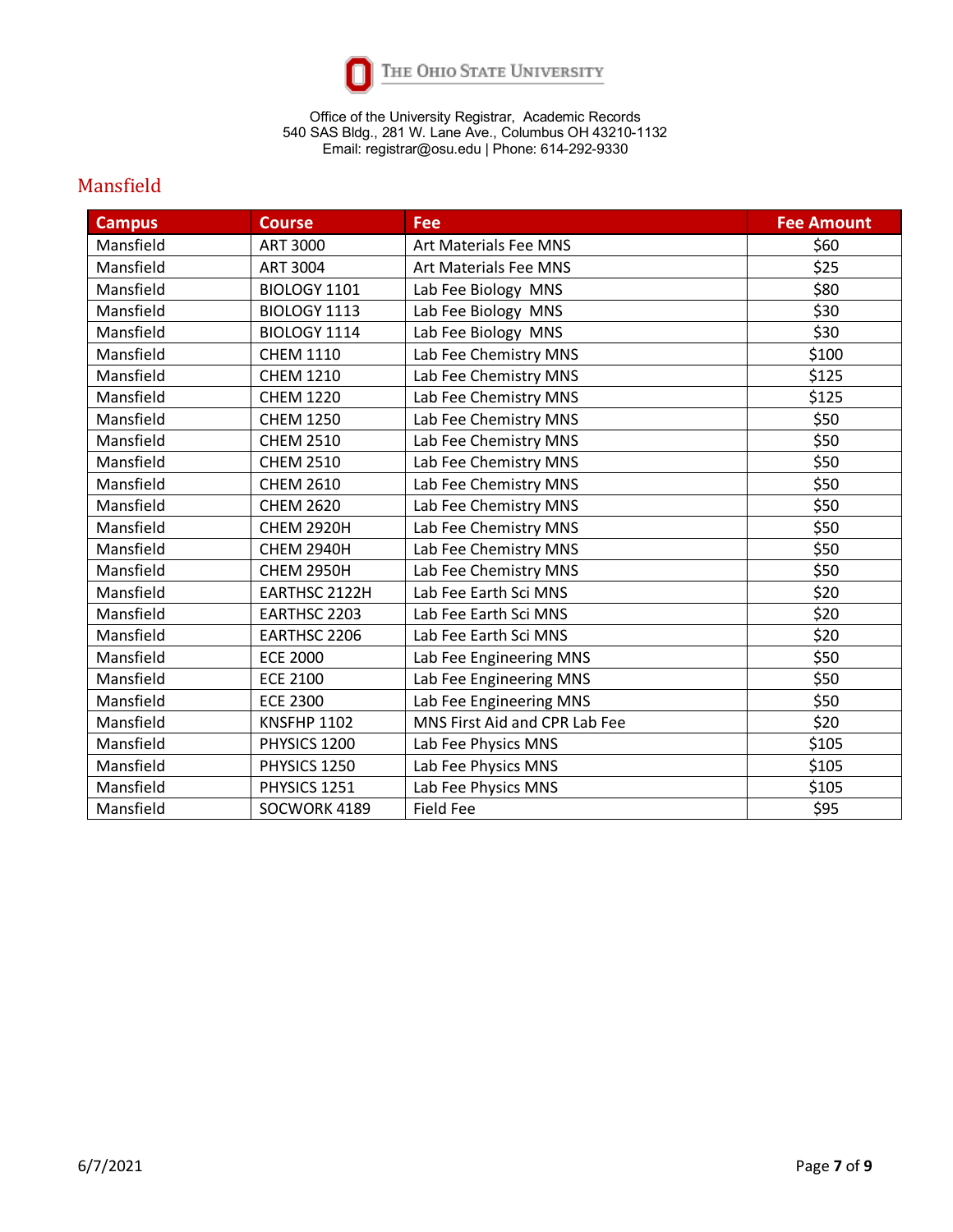Office of the University Registrar, Academic Records
540 SAS Bldg., 281 W. Lane Ave., Columbus OH 43210-1132
Email: registrar@osu.edu | Phone: 614-292-9330

## Mansfield

| Campus | Course | Fee | Fee Amount |
|---|---|---|---|
| Mansfield | ART 3000 | Art Materials Fee MNS | $60 |
| Mansfield | ART 3004 | Art Materials Fee MNS | $25 |
| Mansfield | BIOLOGY 1101 | Lab Fee Biology MNS | $80 |
| Mansfield | BIOLOGY 1113 | Lab Fee Biology MNS | $30 |
| Mansfield | BIOLOGY 1114 | Lab Fee Biology MNS | $30 |
| Mansfield | CHEM 1110 | Lab Fee Chemistry MNS | $100 |
| Mansfield | CHEM 1210 | Lab Fee Chemistry MNS | $125 |
| Mansfield | CHEM 1220 | Lab Fee Chemistry MNS | $125 |
| Mansfield | CHEM 1250 | Lab Fee Chemistry MNS | $50 |
| Mansfield | CHEM 2510 | Lab Fee Chemistry MNS | $50 |
| Mansfield | CHEM 2510 | Lab Fee Chemistry MNS | $50 |
| Mansfield | CHEM 2610 | Lab Fee Chemistry MNS | $50 |
| Mansfield | CHEM 2620 | Lab Fee Chemistry MNS | $50 |
| Mansfield | CHEM 2920H | Lab Fee Chemistry MNS | $50 |
| Mansfield | CHEM 2940H | Lab Fee Chemistry MNS | $50 |
| Mansfield | CHEM 2950H | Lab Fee Chemistry MNS | $50 |
| Mansfield | EARTHSC 2122H | Lab Fee Earth Sci MNS | $20 |
| Mansfield | EARTHSC 2203 | Lab Fee Earth Sci MNS | $20 |
| Mansfield | EARTHSC 2206 | Lab Fee Earth Sci MNS | $20 |
| Mansfield | ECE 2000 | Lab Fee Engineering MNS | $50 |
| Mansfield | ECE 2100 | Lab Fee Engineering MNS | $50 |
| Mansfield | ECE 2300 | Lab Fee Engineering MNS | $50 |
| Mansfield | KNSFHP 1102 | MNS First Aid and CPR Lab Fee | $20 |
| Mansfield | PHYSICS 1200 | Lab Fee Physics MNS | $105 |
| Mansfield | PHYSICS 1250 | Lab Fee Physics MNS | $105 |
| Mansfield | PHYSICS 1251 | Lab Fee Physics MNS | $105 |
| Mansfield | SOCWORK 4189 | Field Fee | $95 |

6/7/2021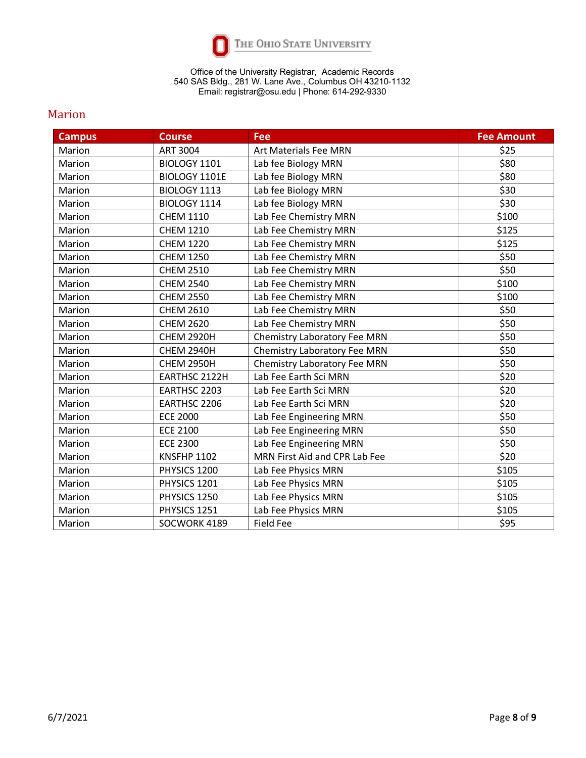The Ohio State University

Office of the University Registrar, Academic Records
540 SAS Bldg., 281 W. Lane Ave., Columbus OH 43210-1132
Email: registrar@osu.edu | Phone: 614-292-9330

## Marion

| Campus | Course | Fee | Fee Amount |
|---|---|---|---|
| Marion | ART 3004 | Art Materials Fee MRN | $25 |
| Marion | BIOLOGY 1101 | Lab fee Biology MRN | $80 |
| Marion | BIOLOGY 1101E | Lab fee Biology MRN | $80 |
| Marion | BIOLOGY 1113 | Lab fee Biology MRN | $30 |
| Marion | BIOLOGY 1114 | Lab fee Biology MRN | $30 |
| Marion | CHEM 1110 | Lab Fee Chemistry MRN | $100 |
| Marion | CHEM 1210 | Lab Fee Chemistry MRN | $125 |
| Marion | CHEM 1220 | Lab Fee Chemistry MRN | $125 |
| Marion | CHEM 1250 | Lab Fee Chemistry MRN | $50 |
| Marion | CHEM 2510 | Lab Fee Chemistry MRN | $50 |
| Marion | CHEM 2540 | Lab Fee Chemistry MRN | $100 |
| Marion | CHEM 2550 | Lab Fee Chemistry MRN | $100 |
| Marion | CHEM 2610 | Lab Fee Chemistry MRN | $50 |
| Marion | CHEM 2620 | Lab Fee Chemistry MRN | $50 |
| Marion | CHEM 2920H | Chemistry Laboratory Fee MRN | $50 |
| Marion | CHEM 2940H | Chemistry Laboratory Fee MRN | $50 |
| Marion | CHEM 2950H | Chemistry Laboratory Fee MRN | $50 |
| Marion | EARTHSC 2122H | Lab Fee Earth Sci MRN | $20 |
| Marion | EARTHSC 2203 | Lab Fee Earth Sci MRN | $20 |
| Marion | EARTHSC 2206 | Lab Fee Earth Sci MRN | $20 |
| Marion | ECE 2000 | Lab Fee Engineering MRN | $50 |
| Marion | ECE 2100 | Lab Fee Engineering MRN | $50 |
| Marion | ECE 2300 | Lab Fee Engineering MRN | $50 |
| Marion | KNSFHP 1102 | MRN First Aid and CPR Lab Fee | $20 |
| Marion | PHYSICS 1200 | Lab Fee Physics MRN | $105 |
| Marion | PHYSICS 1201 | Lab Fee Physics MRN | $105 |
| Marion | PHYSICS 1250 | Lab Fee Physics MRN | $105 |
| Marion | PHYSICS 1251 | Lab Fee Physics MRN | $105 |
| Marion | SOCWORK 4189 | Field Fee | $95 |

6/7/2021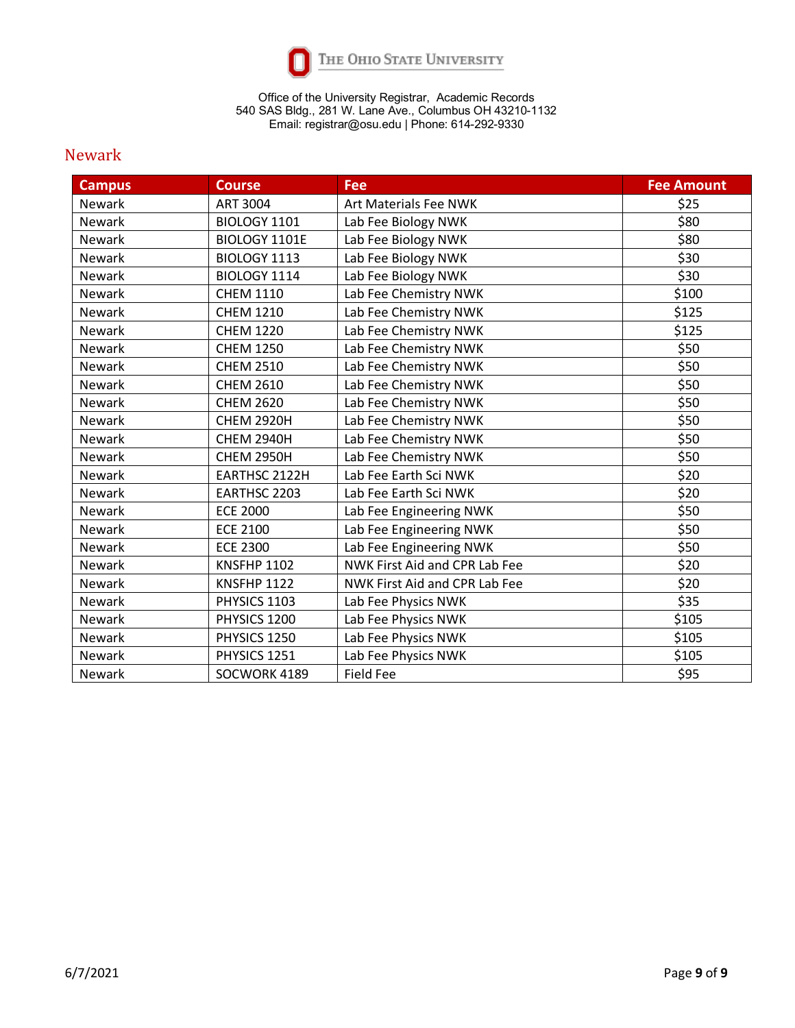The Ohio State University

Office of the University Registrar, Academic Records
540 SAS Bldg., 281 W. Lane Ave., Columbus OH 43210-1132
Email: registrar@osu.edu | Phone: 614-292-9330

## Newark

| Campus | Course | Fee | Fee Amount |
|---|---|---|---|
| Newark | ART 3004 | Art Materials Fee NWK | $25 |
| Newark | BIOLOGY 1101 | Lab Fee Biology NWK | $80 |
| Newark | BIOLOGY 1101E | Lab Fee Biology NWK | $80 |
| Newark | BIOLOGY 1113 | Lab Fee Biology NWK | $30 |
| Newark | BIOLOGY 1114 | Lab Fee Biology NWK | $30 |
| Newark | CHEM 1110 | Lab Fee Chemistry NWK | $100 |
| Newark | CHEM 1210 | Lab Fee Chemistry NWK | $125 |
| Newark | CHEM 1220 | Lab Fee Chemistry NWK | $125 |
| Newark | CHEM 1250 | Lab Fee Chemistry NWK | $50 |
| Newark | CHEM 2510 | Lab Fee Chemistry NWK | $50 |
| Newark | CHEM 2610 | Lab Fee Chemistry NWK | $50 |
| Newark | CHEM 2620 | Lab Fee Chemistry NWK | $50 |
| Newark | CHEM 2920H | Lab Fee Chemistry NWK | $50 |
| Newark | CHEM 2940H | Lab Fee Chemistry NWK | $50 |
| Newark | CHEM 2950H | Lab Fee Chemistry NWK | $50 |
| Newark | EARTHSC 2122H | Lab Fee Earth Sci NWK | $20 |
| Newark | EARTHSC 2203 | Lab Fee Earth Sci NWK | $20 |
| Newark | ECE 2000 | Lab Fee Engineering NWK | $50 |
| Newark | ECE 2100 | Lab Fee Engineering NWK | $50 |
| Newark | ECE 2300 | Lab Fee Engineering NWK | $50 |
| Newark | KNSFHP 1102 | NWK First Aid and CPR Lab Fee | $20 |
| Newark | KNSFHP 1122 | NWK First Aid and CPR Lab Fee | $20 |
| Newark | PHYSICS 1103 | Lab Fee Physics NWK | $35 |
| Newark | PHYSICS 1200 | Lab Fee Physics NWK | $105 |
| Newark | PHYSICS 1250 | Lab Fee Physics NWK | $105 |
| Newark | PHYSICS 1251 | Lab Fee Physics NWK | $105 |
| Newark | SOCWORK 4189 | Field Fee | $95 |

6/7/2021